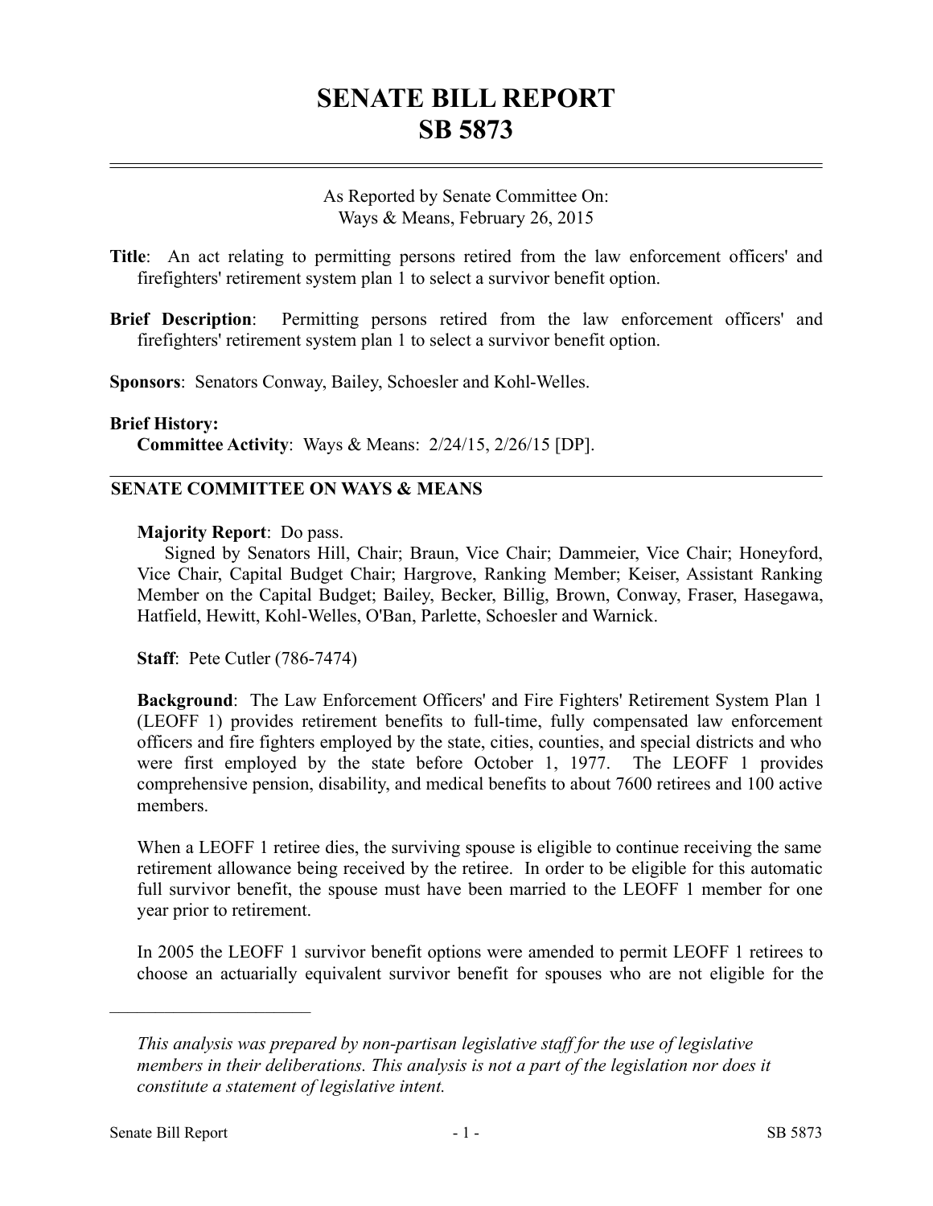# SENATE BILL REPORT
# SB 5873

As Reported by Senate Committee On:
Ways & Means, February 26, 2015

**Title**: An act relating to permitting persons retired from the law enforcement officers' and firefighters' retirement system plan 1 to select a survivor benefit option.

**Brief Description**: Permitting persons retired from the law enforcement officers' and firefighters' retirement system plan 1 to select a survivor benefit option.

**Sponsors**: Senators Conway, Bailey, Schoesler and Kohl-Welles.

**Brief History:**
**Committee Activity**: Ways & Means: 2/24/15, 2/26/15 [DP].

## SENATE COMMITTEE ON WAYS & MEANS

**Majority Report**: Do pass.
Signed by Senators Hill, Chair; Braun, Vice Chair; Dammeier, Vice Chair; Honeyford, Vice Chair, Capital Budget Chair; Hargrove, Ranking Member; Keiser, Assistant Ranking Member on the Capital Budget; Bailey, Becker, Billig, Brown, Conway, Fraser, Hasegawa, Hatfield, Hewitt, Kohl-Welles, O'Ban, Parlette, Schoesler and Warnick.

**Staff**: Pete Cutler (786-7474)

**Background**: The Law Enforcement Officers' and Fire Fighters' Retirement System Plan 1 (LEOFF 1) provides retirement benefits to full-time, fully compensated law enforcement officers and fire fighters employed by the state, cities, counties, and special districts and who were first employed by the state before October 1, 1977. The LEOFF 1 provides comprehensive pension, disability, and medical benefits to about 7600 retirees and 100 active members.

When a LEOFF 1 retiree dies, the surviving spouse is eligible to continue receiving the same retirement allowance being received by the retiree. In order to be eligible for this automatic full survivor benefit, the spouse must have been married to the LEOFF 1 member for one year prior to retirement.

In 2005 the LEOFF 1 survivor benefit options were amended to permit LEOFF 1 retirees to choose an actuarially equivalent survivor benefit for spouses who are not eligible for the

---

*This analysis was prepared by non-partisan legislative staff for the use of legislative members in their deliberations. This analysis is not a part of the legislation nor does it constitute a statement of legislative intent.*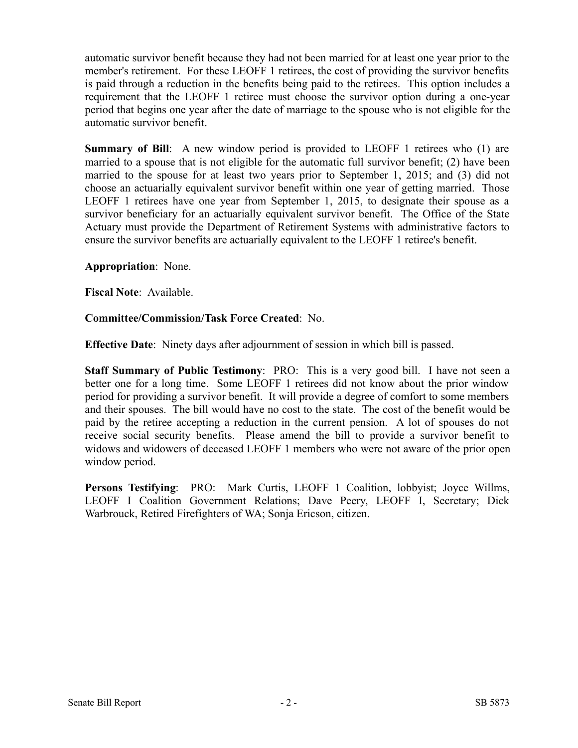automatic survivor benefit because they had not been married for at least one year prior to the member's retirement. For these LEOFF 1 retirees, the cost of providing the survivor benefits is paid through a reduction in the benefits being paid to the retirees. This option includes a requirement that the LEOFF 1 retiree must choose the survivor option during a one-year period that begins one year after the date of marriage to the spouse who is not eligible for the automatic survivor benefit.

**Summary of Bill**: A new window period is provided to LEOFF 1 retirees who (1) are married to a spouse that is not eligible for the automatic full survivor benefit; (2) have been married to the spouse for at least two years prior to September 1, 2015; and (3) did not choose an actuarially equivalent survivor benefit within one year of getting married. Those LEOFF 1 retirees have one year from September 1, 2015, to designate their spouse as a survivor beneficiary for an actuarially equivalent survivor benefit. The Office of the State Actuary must provide the Department of Retirement Systems with administrative factors to ensure the survivor benefits are actuarially equivalent to the LEOFF 1 retiree's benefit.

**Appropriation**: None.

**Fiscal Note**: Available.

**Committee/Commission/Task Force Created**: No.

**Effective Date**: Ninety days after adjournment of session in which bill is passed.

**Staff Summary of Public Testimony**: PRO: This is a very good bill. I have not seen a better one for a long time. Some LEOFF 1 retirees did not know about the prior window period for providing a survivor benefit. It will provide a degree of comfort to some members and their spouses. The bill would have no cost to the state. The cost of the benefit would be paid by the retiree accepting a reduction in the current pension. A lot of spouses do not receive social security benefits. Please amend the bill to provide a survivor benefit to widows and widowers of deceased LEOFF 1 members who were not aware of the prior open window period.

**Persons Testifying**: PRO: Mark Curtis, LEOFF 1 Coalition, lobbyist; Joyce Willms, LEOFF I Coalition Government Relations; Dave Peery, LEOFF I, Secretary; Dick Warbrouck, Retired Firefighters of WA; Sonja Ericson, citizen.